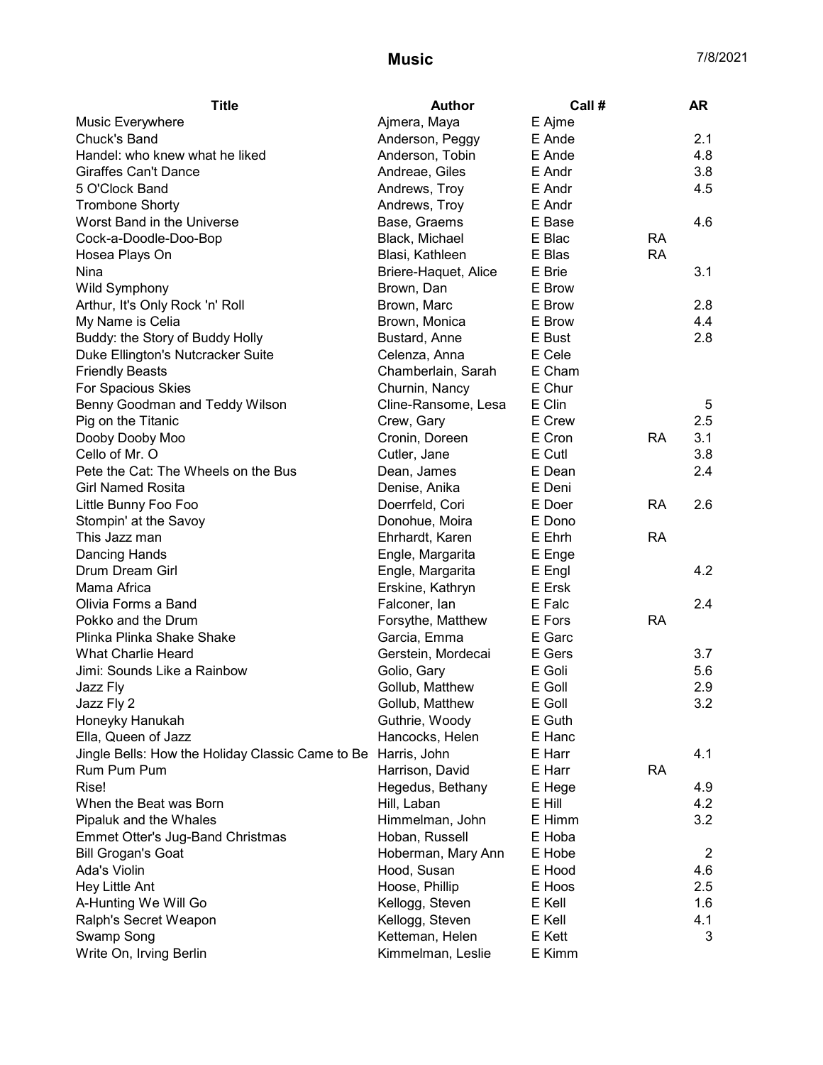# Music

7/8/2021

| Title | Author | Call # | | AR |
|---|---|---|---|---|
| Music Everywhere | Ajmera, Maya | E Ajme | | |
| Chuck's Band | Anderson, Peggy | E Ande | | 2.1 |
| Handel: who knew what he liked | Anderson, Tobin | E Ande | | 4.8 |
| Giraffes Can't Dance | Andreae, Giles | E Andr | | 3.8 |
| 5 O'Clock Band | Andrews, Troy | E Andr | | 4.5 |
| Trombone Shorty | Andrews, Troy | E Andr | | |
| Worst Band in the Universe | Base, Graems | E Base | | 4.6 |
| Cock-a-Doodle-Doo-Bop | Black, Michael | E Blac | RA | |
| Hosea Plays On | Blasi, Kathleen | E Blas | RA | |
| Nina | Briere-Haquet, Alice | E Brie | | 3.1 |
| Wild Symphony | Brown, Dan | E Brow | | |
| Arthur, It's Only Rock 'n' Roll | Brown, Marc | E Brow | | 2.8 |
| My Name is Celia | Brown, Monica | E Brow | | 4.4 |
| Buddy: the Story of Buddy Holly | Bustard, Anne | E Bust | | 2.8 |
| Duke Ellington's Nutcracker Suite | Celenza, Anna | E Cele | | |
| Friendly Beasts | Chamberlain, Sarah | E Cham | | |
| For Spacious Skies | Churnin, Nancy | E Chur | | |
| Benny Goodman and Teddy Wilson | Cline-Ransome, Lesa | E Clin | | 5 |
| Pig on the Titanic | Crew, Gary | E Crew | | 2.5 |
| Dooby Dooby Moo | Cronin, Doreen | E Cron | RA | 3.1 |
| Cello of Mr. O | Cutler, Jane | E Cutl | | 3.8 |
| Pete the Cat: The Wheels on the Bus | Dean, James | E Dean | | 2.4 |
| Girl Named Rosita | Denise, Anika | E Deni | | |
| Little Bunny Foo Foo | Doerrfeld, Cori | E Doer | RA | 2.6 |
| Stompin' at the Savoy | Donohue, Moira | E Dono | | |
| This Jazz man | Ehrhardt, Karen | E Ehrh | RA | |
| Dancing Hands | Engle, Margarita | E Enge | | |
| Drum Dream Girl | Engle, Margarita | E Engl | | 4.2 |
| Mama Africa | Erskine, Kathryn | E Ersk | | |
| Olivia Forms a Band | Falconer, Ian | E Falc | | 2.4 |
| Pokko and the Drum | Forsythe, Matthew | E Fors | RA | |
| Plinka Plinka Shake Shake | Garcia, Emma | E Garc | | |
| What Charlie Heard | Gerstein, Mordecai | E Gers | | 3.7 |
| Jimi: Sounds Like a Rainbow | Golio, Gary | E Goli | | 5.6 |
| Jazz Fly | Gollub, Matthew | E Goll | | 2.9 |
| Jazz Fly 2 | Gollub, Matthew | E Goll | | 3.2 |
| Honeyky Hanukah | Guthrie, Woody | E Guth | | |
| Ella, Queen of Jazz | Hancocks, Helen | E Hanc | | |
| Jingle Bells: How the Holiday Classic Came to Be | Harris, John | E Harr | | 4.1 |
| Rum Pum Pum | Harrison, David | E Harr | RA | |
| Rise! | Hegedus, Bethany | E Hege | | 4.9 |
| When the Beat was Born | Hill, Laban | E Hill | | 4.2 |
| Pipaluk and the Whales | Himmelman, John | E Himm | | 3.2 |
| Emmet Otter's Jug-Band Christmas | Hoban, Russell | E Hoba | | |
| Bill Grogan's Goat | Hoberman, Mary Ann | E Hobe | | 2 |
| Ada's Violin | Hood, Susan | E Hood | | 4.6 |
| Hey Little Ant | Hoose, Phillip | E Hoos | | 2.5 |
| A-Hunting We Will Go | Kellogg, Steven | E Kell | | 1.6 |
| Ralph's Secret Weapon | Kellogg, Steven | E Kell | | 4.1 |
| Swamp Song | Ketteman, Helen | E Kett | | 3 |
| Write On, Irving Berlin | Kimmelman, Leslie | E Kimm | | |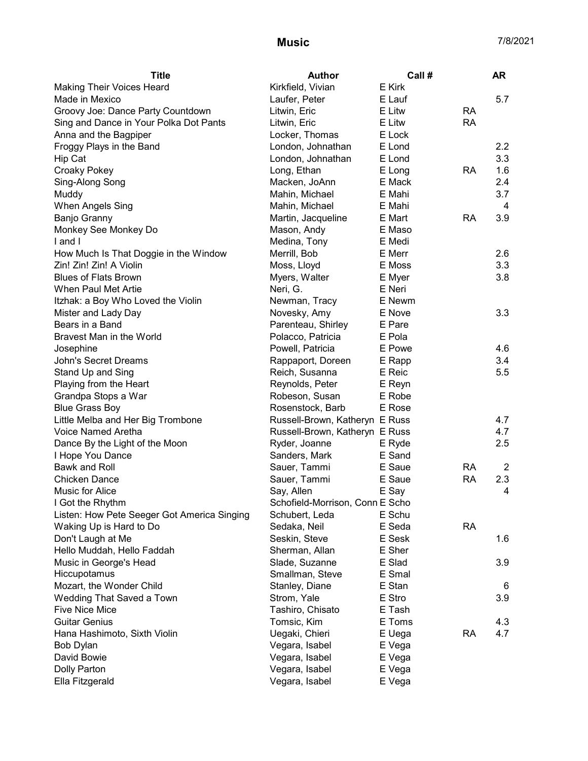# Music

7/8/2021

| Title | Author | Call # | | AR |
|---|---|---|---|---|
| Making Their Voices Heard | Kirkfield, Vivian | E Kirk | | |
| Made in Mexico | Laufer, Peter | E Lauf | | 5.7 |
| Groovy Joe: Dance Party Countdown | Litwin, Eric | E Litw | RA | |
| Sing and Dance in Your Polka Dot Pants | Litwin, Eric | E Litw | RA | |
| Anna and the Bagpiper | Locker, Thomas | E Lock | | |
| Froggy Plays in the Band | London, Johnathan | E Lond | | 2.2 |
| Hip Cat | London, Johnathan | E Lond | | 3.3 |
| Croaky Pokey | Long, Ethan | E Long | RA | 1.6 |
| Sing-Along Song | Macken, JoAnn | E Mack | | 2.4 |
| Muddy | Mahin, Michael | E Mahi | | 3.7 |
| When Angels Sing | Mahin, Michael | E Mahi | | 4 |
| Banjo Granny | Martin, Jacqueline | E Mart | RA | 3.9 |
| Monkey See Monkey Do | Mason, Andy | E Maso | | |
| I and I | Medina, Tony | E Medi | | |
| How Much Is That Doggie in the Window | Merrill, Bob | E Merr | | 2.6 |
| Zin! Zin! Zin! A Violin | Moss, Lloyd | E Moss | | 3.3 |
| Blues of Flats Brown | Myers, Walter | E Myer | | 3.8 |
| When Paul Met Artie | Neri, G. | E Neri | | |
| Itzhak: a Boy Who Loved the Violin | Newman, Tracy | E Newm | | |
| Mister and Lady Day | Novesky, Amy | E Nove | | 3.3 |
| Bears in a Band | Parenteau, Shirley | E Pare | | |
| Bravest Man in the World | Polacco, Patricia | E Pola | | |
| Josephine | Powell, Patricia | E Powe | | 4.6 |
| John's Secret Dreams | Rappaport, Doreen | E Rapp | | 3.4 |
| Stand Up and Sing | Reich, Susanna | E Reic | | 5.5 |
| Playing from the Heart | Reynolds, Peter | E Reyn | | |
| Grandpa Stops a War | Robeson, Susan | E Robe | | |
| Blue Grass Boy | Rosenstock, Barb | E Rose | | |
| Little Melba and Her Big Trombone | Russell-Brown, Katheryn | E Russ | | 4.7 |
| Voice Named Aretha | Russell-Brown, Katheryn | E Russ | | 4.7 |
| Dance By the Light of the Moon | Ryder, Joanne | E Ryde | | 2.5 |
| I Hope You Dance | Sanders, Mark | E Sand | | |
| Bawk and Roll | Sauer, Tammi | E Saue | RA | 2 |
| Chicken Dance | Sauer, Tammi | E Saue | RA | 2.3 |
| Music for Alice | Say, Allen | E Say | | 4 |
| I Got the Rhythm | Schofield-Morrison, Conn | E Scho | | |
| Listen: How Pete Seeger Got America Singing | Schubert, Leda | E Schu | | |
| Waking Up is Hard to Do | Sedaka, Neil | E Seda | RA | |
| Don't Laugh at Me | Seskin, Steve | E Sesk | | 1.6 |
| Hello Muddah, Hello Faddah | Sherman, Allan | E Sher | | |
| Music in George's Head | Slade, Suzanne | E Slad | | 3.9 |
| Hiccupotamus | Smallman, Steve | E Smal | | |
| Mozart, the Wonder Child | Stanley, Diane | E Stan | | 6 |
| Wedding That Saved a Town | Strom, Yale | E Stro | | 3.9 |
| Five Nice Mice | Tashiro, Chisato | E Tash | | |
| Guitar Genius | Tomsic, Kim | E Toms | | 4.3 |
| Hana Hashimoto, Sixth Violin | Uegaki, Chieri | E Uega | RA | 4.7 |
| Bob Dylan | Vegara, Isabel | E Vega | | |
| David Bowie | Vegara, Isabel | E Vega | | |
| Dolly Parton | Vegara, Isabel | E Vega | | |
| Ella Fitzgerald | Vegara, Isabel | E Vega | | |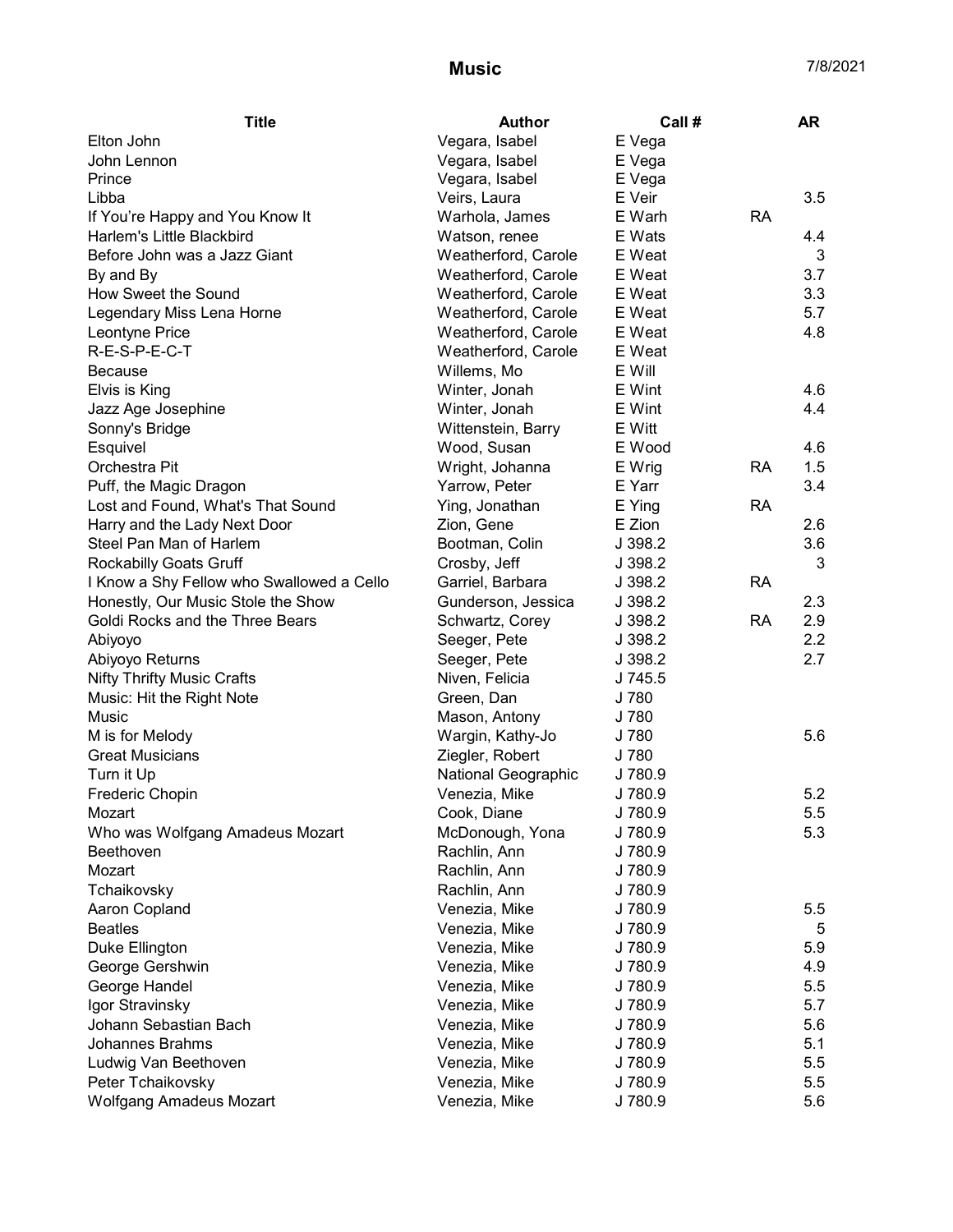# Music

7/8/2021

| Title | Author | Call # | | AR |
|---|---|---|---|---|
| Elton John | Vegara, Isabel | E Vega | | |
| John Lennon | Vegara, Isabel | E Vega | | |
| Prince | Vegara, Isabel | E Vega | | |
| Libba | Veirs, Laura | E Veir | | 3.5 |
| If You're Happy and You Know It | Warhola, James | E Warh | RA | |
| Harlem's Little Blackbird | Watson, renee | E Wats | | 4.4 |
| Before John was a Jazz Giant | Weatherford, Carole | E Weat | | 3 |
| By and By | Weatherford, Carole | E Weat | | 3.7 |
| How Sweet the Sound | Weatherford, Carole | E Weat | | 3.3 |
| Legendary Miss Lena Horne | Weatherford, Carole | E Weat | | 5.7 |
| Leontyne Price | Weatherford, Carole | E Weat | | 4.8 |
| R-E-S-P-E-C-T | Weatherford, Carole | E Weat | | |
| Because | Willems, Mo | E Will | | |
| Elvis is King | Winter, Jonah | E Wint | | 4.6 |
| Jazz Age Josephine | Winter, Jonah | E Wint | | 4.4 |
| Sonny's Bridge | Wittenstein, Barry | E Witt | | |
| Esquivel | Wood, Susan | E Wood | | 4.6 |
| Orchestra Pit | Wright, Johanna | E Wrig | RA | 1.5 |
| Puff, the Magic Dragon | Yarrow, Peter | E Yarr | | 3.4 |
| Lost and Found, What's That Sound | Ying, Jonathan | E Ying | RA | |
| Harry and the Lady Next Door | Zion, Gene | E Zion | | 2.6 |
| Steel Pan Man of Harlem | Bootman, Colin | J 398.2 | | 3.6 |
| Rockabilly Goats Gruff | Crosby, Jeff | J 398.2 | | 3 |
| I Know a Shy Fellow who Swallowed a Cello | Garriel, Barbara | J 398.2 | RA | |
| Honestly, Our Music Stole the Show | Gunderson, Jessica | J 398.2 | | 2.3 |
| Goldi Rocks and the Three Bears | Schwartz, Corey | J 398.2 | RA | 2.9 |
| Abiyoyo | Seeger, Pete | J 398.2 | | 2.2 |
| Abiyoyo Returns | Seeger, Pete | J 398.2 | | 2.7 |
| Nifty Thrifty Music Crafts | Niven, Felicia | J 745.5 | | |
| Music: Hit the Right Note | Green, Dan | J 780 | | |
| Music | Mason, Antony | J 780 | | |
| M is for Melody | Wargin, Kathy-Jo | J 780 | | 5.6 |
| Great Musicians | Ziegler, Robert | J 780 | | |
| Turn it Up | National Geographic | J 780.9 | | |
| Frederic Chopin | Venezia, Mike | J 780.9 | | 5.2 |
| Mozart | Cook, Diane | J 780.9 | | 5.5 |
| Who was Wolfgang Amadeus Mozart | McDonough, Yona | J 780.9 | | 5.3 |
| Beethoven | Rachlin, Ann | J 780.9 | | |
| Mozart | Rachlin, Ann | J 780.9 | | |
| Tchaikovsky | Rachlin, Ann | J 780.9 | | |
| Aaron Copland | Venezia, Mike | J 780.9 | | 5.5 |
| Beatles | Venezia, Mike | J 780.9 | | 5 |
| Duke Ellington | Venezia, Mike | J 780.9 | | 5.9 |
| George Gershwin | Venezia, Mike | J 780.9 | | 4.9 |
| George Handel | Venezia, Mike | J 780.9 | | 5.5 |
| Igor Stravinsky | Venezia, Mike | J 780.9 | | 5.7 |
| Johann Sebastian Bach | Venezia, Mike | J 780.9 | | 5.6 |
| Johannes Brahms | Venezia, Mike | J 780.9 | | 5.1 |
| Ludwig Van Beethoven | Venezia, Mike | J 780.9 | | 5.5 |
| Peter Tchaikovsky | Venezia, Mike | J 780.9 | | 5.5 |
| Wolfgang Amadeus Mozart | Venezia, Mike | J 780.9 | | 5.6 |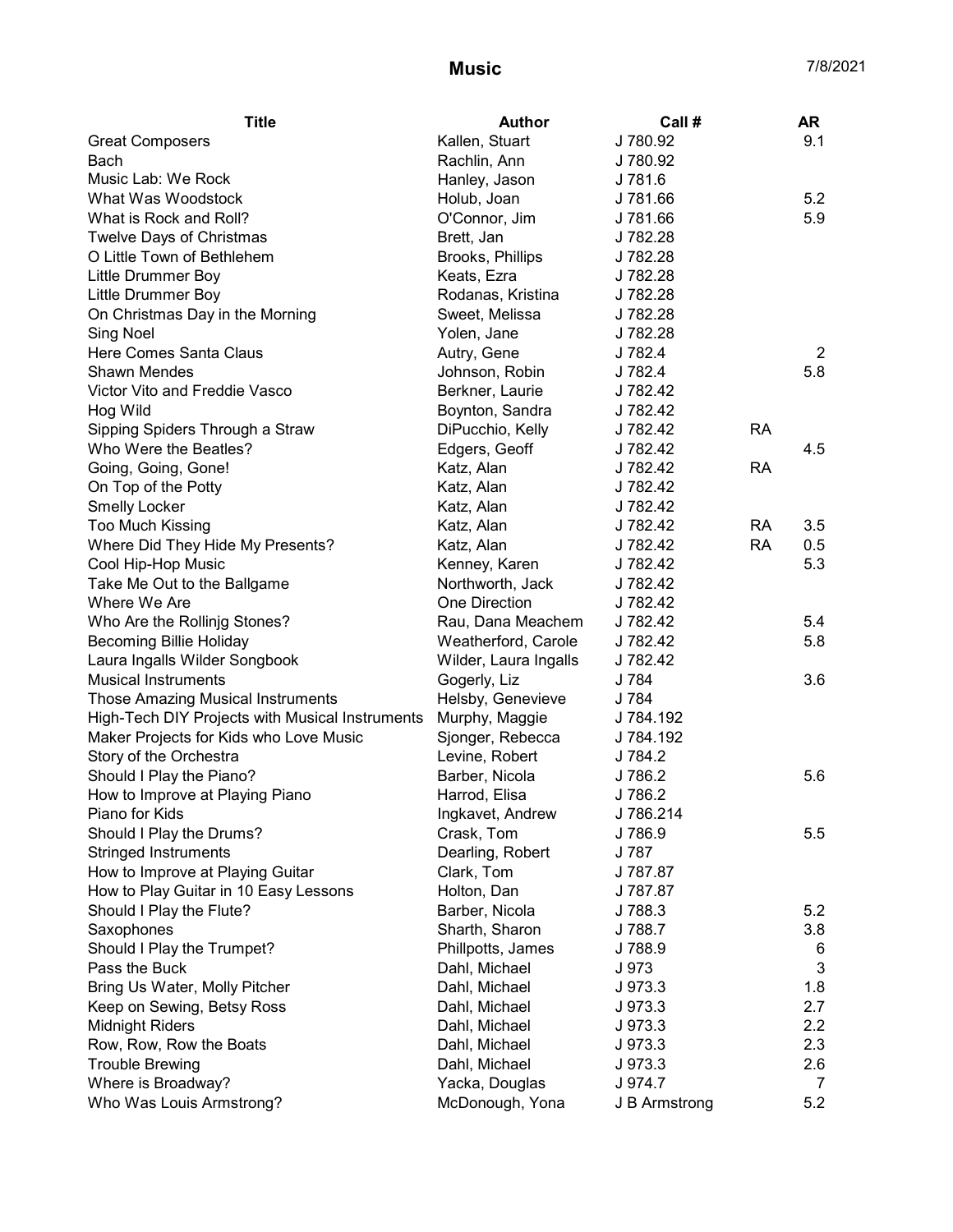# Music

7/8/2021

| Title | Author | Call # | | AR |
|---|---|---|---|---|
| Great Composers | Kallen, Stuart | J 780.92 | | 9.1 |
| Bach | Rachlin, Ann | J 780.92 | | |
| Music Lab: We Rock | Hanley, Jason | J 781.6 | | |
| What Was Woodstock | Holub, Joan | J 781.66 | | 5.2 |
| What is Rock and Roll? | O'Connor, Jim | J 781.66 | | 5.9 |
| Twelve Days of Christmas | Brett, Jan | J 782.28 | | |
| O Little Town of Bethlehem | Brooks, Phillips | J 782.28 | | |
| Little Drummer Boy | Keats, Ezra | J 782.28 | | |
| Little Drummer Boy | Rodanas, Kristina | J 782.28 | | |
| On Christmas Day in the Morning | Sweet, Melissa | J 782.28 | | |
| Sing Noel | Yolen, Jane | J 782.28 | | |
| Here Comes Santa Claus | Autry, Gene | J 782.4 | | 2 |
| Shawn Mendes | Johnson, Robin | J 782.4 | | 5.8 |
| Victor Vito and Freddie Vasco | Berkner, Laurie | J 782.42 | | |
| Hog Wild | Boynton, Sandra | J 782.42 | | |
| Sipping Spiders Through a Straw | DiPucchio, Kelly | J 782.42 | RA | |
| Who Were the Beatles? | Edgers, Geoff | J 782.42 | | 4.5 |
| Going, Going, Gone! | Katz, Alan | J 782.42 | RA | |
| On Top of the Potty | Katz, Alan | J 782.42 | | |
| Smelly Locker | Katz, Alan | J 782.42 | | |
| Too Much Kissing | Katz, Alan | J 782.42 | RA | 3.5 |
| Where Did They Hide My Presents? | Katz, Alan | J 782.42 | RA | 0.5 |
| Cool Hip-Hop Music | Kenney, Karen | J 782.42 | | 5.3 |
| Take Me Out to the Ballgame | Northworth, Jack | J 782.42 | | |
| Where We Are | One Direction | J 782.42 | | |
| Who Are the Rollinjg Stones? | Rau, Dana Meachem | J 782.42 | | 5.4 |
| Becoming Billie Holiday | Weatherford, Carole | J 782.42 | | 5.8 |
| Laura Ingalls Wilder Songbook | Wilder, Laura Ingalls | J 782.42 | | |
| Musical Instruments | Gogerly, Liz | J 784 | | 3.6 |
| Those Amazing Musical Instruments | Helsby, Genevieve | J 784 | | |
| High-Tech DIY Projects with Musical Instruments | Murphy, Maggie | J 784.192 | | |
| Maker Projects for Kids who Love Music | Sjonger, Rebecca | J 784.192 | | |
| Story of the Orchestra | Levine, Robert | J 784.2 | | |
| Should I Play the Piano? | Barber, Nicola | J 786.2 | | 5.6 |
| How to Improve at Playing Piano | Harrod, Elisa | J 786.2 | | |
| Piano for Kids | Ingkavet, Andrew | J 786.214 | | |
| Should I Play the Drums? | Crask, Tom | J 786.9 | | 5.5 |
| Stringed Instruments | Dearling, Robert | J 787 | | |
| How to Improve at Playing Guitar | Clark, Tom | J 787.87 | | |
| How to Play Guitar in 10 Easy Lessons | Holton, Dan | J 787.87 | | |
| Should I Play the Flute? | Barber, Nicola | J 788.3 | | 5.2 |
| Saxophones | Sharth, Sharon | J 788.7 | | 3.8 |
| Should I Play the Trumpet? | Phillpotts, James | J 788.9 | | 6 |
| Pass the Buck | Dahl, Michael | J 973 | | 3 |
| Bring Us Water, Molly Pitcher | Dahl, Michael | J 973.3 | | 1.8 |
| Keep on Sewing, Betsy Ross | Dahl, Michael | J 973.3 | | 2.7 |
| Midnight Riders | Dahl, Michael | J 973.3 | | 2.2 |
| Row, Row, Row the Boats | Dahl, Michael | J 973.3 | | 2.3 |
| Trouble Brewing | Dahl, Michael | J 973.3 | | 2.6 |
| Where is Broadway? | Yacka, Douglas | J 974.7 | | 7 |
| Who Was Louis Armstrong? | McDonough, Yona | J B Armstrong | | 5.2 |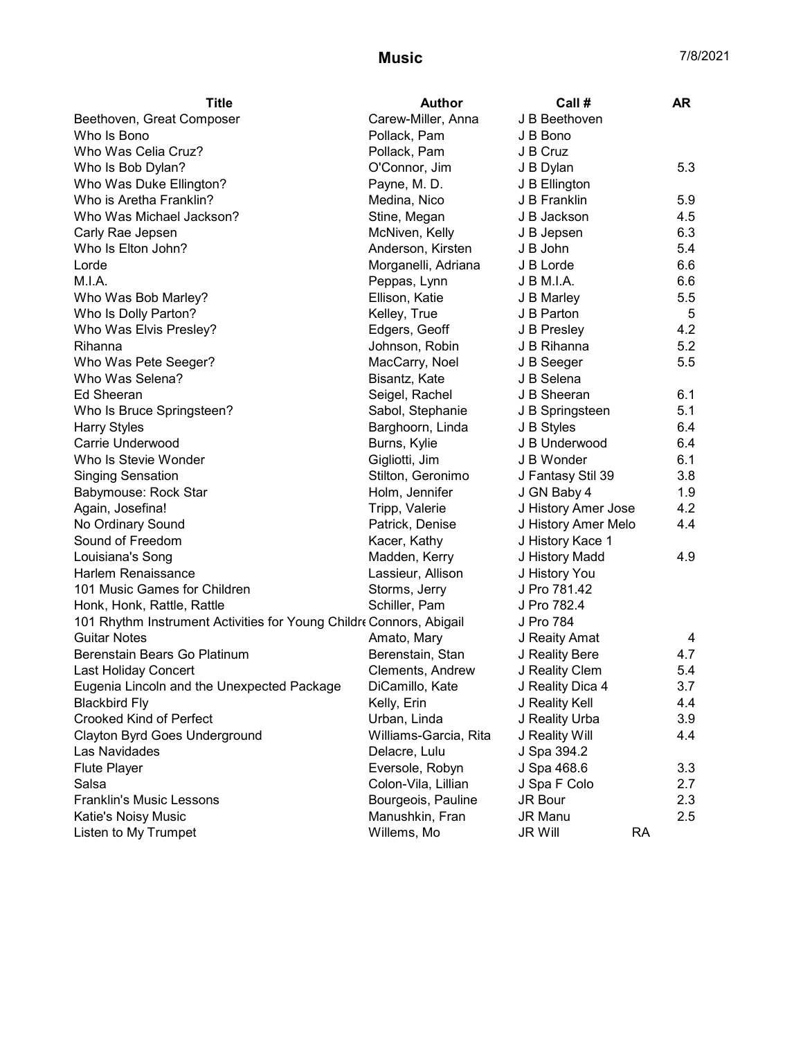# Music

| Title | Author | Call # | AR |
|---|---|---|---|
| Beethoven, Great Composer | Carew-Miller, Anna | J B Beethoven | |
| Who Is Bono | Pollack, Pam | J B Bono | |
| Who Was Celia Cruz? | Pollack, Pam | J B Cruz | |
| Who Is Bob Dylan? | O'Connor, Jim | J B Dylan | 5.3 |
| Who Was Duke Ellington? | Payne, M. D. | J B Ellington | |
| Who is Aretha Franklin? | Medina, Nico | J B Franklin | 5.9 |
| Who Was Michael Jackson? | Stine, Megan | J B Jackson | 4.5 |
| Carly Rae Jepsen | McNiven, Kelly | J B Jepsen | 6.3 |
| Who Is Elton John? | Anderson, Kirsten | J B John | 5.4 |
| Lorde | Morganelli, Adriana | J B Lorde | 6.6 |
| M.I.A. | Peppas, Lynn | J B M.I.A. | 6.6 |
| Who Was Bob Marley? | Ellison, Katie | J B Marley | 5.5 |
| Who Is Dolly Parton? | Kelley, True | J B Parton | 5 |
| Who Was Elvis Presley? | Edgers, Geoff | J B Presley | 4.2 |
| Rihanna | Johnson, Robin | J B Rihanna | 5.2 |
| Who Was Pete Seeger? | MacCarry, Noel | J B Seeger | 5.5 |
| Who Was Selena? | Bisantz, Kate | J B Selena | |
| Ed Sheeran | Seigel, Rachel | J B Sheeran | 6.1 |
| Who Is Bruce Springsteen? | Sabol, Stephanie | J B Springsteen | 5.1 |
| Harry Styles | Barghoorn, Linda | J B Styles | 6.4 |
| Carrie Underwood | Burns, Kylie | J B Underwood | 6.4 |
| Who Is Stevie Wonder | Gigliotti, Jim | J B Wonder | 6.1 |
| Singing Sensation | Stilton, Geronimo | J Fantasy Stil 39 | 3.8 |
| Babymouse: Rock Star | Holm, Jennifer | J GN Baby 4 | 1.9 |
| Again, Josefina! | Tripp, Valerie | J History Amer Jose | 4.2 |
| No Ordinary Sound | Patrick, Denise | J History Amer Melo | 4.4 |
| Sound of Freedom | Kacer, Kathy | J History Kace 1 | |
| Louisiana's Song | Madden, Kerry | J History Madd | 4.9 |
| Harlem Renaissance | Lassieur, Allison | J History You | |
| 101 Music Games for Children | Storms, Jerry | J Pro 781.42 | |
| Honk, Honk, Rattle, Rattle | Schiller, Pam | J Pro 782.4 | |
| 101 Rhythm Instrument Activities for Young Childre | Connors, Abigail | J Pro 784 | |
| Guitar Notes | Amato, Mary | J Reaity Amat | 4 |
| Berenstain Bears Go Platinum | Berenstain, Stan | J Reality Bere | 4.7 |
| Last Holiday Concert | Clements, Andrew | J Reality Clem | 5.4 |
| Eugenia Lincoln and the Unexpected Package | DiCamillo, Kate | J Reality Dica 4 | 3.7 |
| Blackbird Fly | Kelly, Erin | J Reality Kell | 4.4 |
| Crooked Kind of Perfect | Urban, Linda | J Reality Urba | 3.9 |
| Clayton Byrd Goes Underground | Williams-Garcia, Rita | J Reality Will | 4.4 |
| Las Navidades | Delacre, Lulu | J Spa 394.2 | |
| Flute Player | Eversole, Robyn | J Spa 468.6 | 3.3 |
| Salsa | Colon-Vila, Lillian | J Spa F Colo | 2.7 |
| Franklin's Music Lessons | Bourgeois, Pauline | JR Bour | 2.3 |
| Katie's Noisy Music | Manushkin, Fran | JR Manu | 2.5 |
| Listen to My Trumpet | Willems, Mo | JR Will | RA |